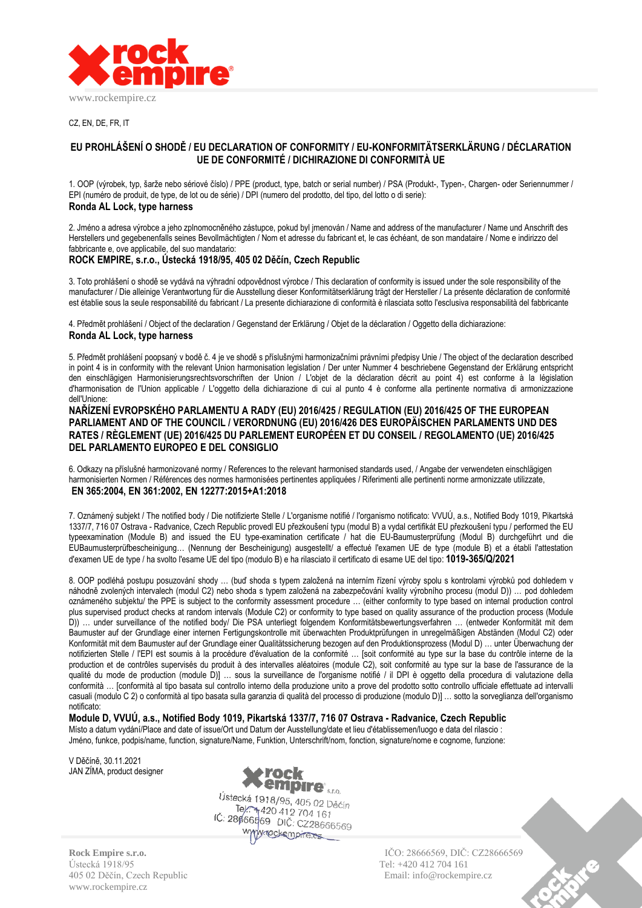www.rockempire.cz

CZ, EN, DE, FR, IT

## EU PROHLÁŠENÍ O SHODĚ / EU DECLARATION OF CONFORMITY / EU-KONFORMITÄTSERKLÄRUNG / DÉCLARATION UE DE CONFORMITÉ / DICHIRAZIONE DI CONFORMITÀ UE

1. OOP (výrobek, typ, šarže nebo sériové číslo) / PPE (product, type, batch or serial number) / PSA (Produkt-, Typen-, Chargen- oder Seriennummer / EPI (numéro de produit, de type, de lot ou de série) / DPI (numero del prodotto, del tipo, del lotto o di serie):

**Ronda AL Lock, type harness**

2. Jméno a adresa výrobce a jeho zplnomocněného zástupce, pokud byl jmenován / Name and address of the manufacturer / Name und Anschrift des Herstellers und gegebenenfalls seines Bevollmächtigten / Nom et adresse du fabricant et, le cas échéant, de son mandataire / Nome e indirizzo del fabbricante e, ove applicabile, del suo mandatario:

**ROCK EMPIRE, s.r.o., Ústecká 1918/95, 405 02 Děčín, Czech Republic**

3. Toto prohlášení o shodě se vydává na výhradní odpovědnost výrobce / This declaration of conformity is issued under the sole responsibility of the manufacturer / Die alleinige Verantwortung für die Ausstellung dieser Konformitätserklärung trägt der Hersteller / La présente déclaration de conformité est établie sous la seule responsabilité du fabricant / La presente dichiarazione di conformità è rilasciata sotto l'esclusiva responsabilità del fabbricante

4. Předmět prohlášení / Object of the declaration / Gegenstand der Erklärung / Objet de la déclaration / Oggetto della dichiarazione:

**Ronda AL Lock, type harness**

5. Předmět prohlášení popsaný v bodě č. 4 je ve shodě s příslušnými harmonizačními právními předpisy Unie / The object of the declaration described in point 4 is in conformity with the relevant Union harmonisation legislation / Der unter Nummer 4 beschriebene Gegenstand der Erklärung entspricht den einschlägigen Harmonisierungsrechtsvorschriften der Union / L'objet de la déclaration décrit au point 4) est conforme à la législation d'harmonisation de l'Union applicable / L'oggetto della dichiarazione di cui al punto 4 è conforme alla pertinente normativa di armonizzazione dell'Unione:

**NAŘÍZENÍ EVROPSKÉHO PARLAMENTU A RADY (EU) 2016/425 / REGULATION (EU) 2016/425 OF THE EUROPEAN PARLIAMENT AND OF THE COUNCIL / VERORDNUNG (EU) 2016/426 DES EUROPÄISCHEN PARLAMENTS UND DES RATES / RÈGLEMENT (UE) 2016/425 DU PARLEMENT EUROPÉEN ET DU CONSEIL / REGOLAMENTO (UE) 2016/425 DEL PARLAMENTO EUROPEO E DEL CONSIGLIO**

6. Odkazy na příslušné harmonizované normy / References to the relevant harmonised standards used, / Angabe der verwendeten einschlägigen harmonisierten Normen / Références des normes harmonisées pertinentes appliquées / Riferimenti alle pertinenti norme armonizzate utilizzate,

**EN 365:2004, EN 361:2002, EN 12277:2015+A1:2018**

7. Oznámený subjekt / The notified body / Die notifizierte Stelle / L'organisme notifié / l'organismo notificato: VVUÚ, a.s., Notified Body 1019, Pikartská 1337/7, 716 07 Ostrava - Radvanice, Czech Republic provedl EU přezkoušení typu (modul B) a vydal certifikát EU přezkoušení typu / performed the EU typeexamination (Module B) and issued the EU type-examination certificate / hat die EU-Baumusterprüfung (Modul B) durchgeführt und die EUBaumusterprüfbescheinigung… (Nennung der Bescheinigung) ausgestellt/ a effectué l'examen UE de type (module B) et a établi l'attestation d'examen UE de type / ha svolto l'esame UE del tipo (modulo B) e ha rilasciato il certificato di esame UE del tipo: **1019-365/Q/2021**

8. OOP podléhá postupu posuzování shody … (buď shoda s typem založená na interním řízení výroby spolu s kontrolami výrobků pod dohledem v náhodně zvolených intervalech (modul C2) nebo shoda s typem založená na zabezpečování kvality výrobního procesu (modul D)) … pod dohledem oznámeného subjektu/ the PPE is subject to the conformity assessment procedure … (either conformity to type based on internal production control plus supervised product checks at random intervals (Module C2) or conformity to type based on quality assurance of the production process (Module D)) … under surveillance of the notified body/ Die PSA unterliegt folgendem Konformitätsbewertungsverfahren … (entweder Konformität mit dem Baumuster auf der Grundlage einer internen Fertigungskontrolle mit überwachten Produktprüfungen in unregelmäßigen Abständen (Modul C2) oder Konformität mit dem Baumuster auf der Grundlage einer Qualitätssicherung bezogen auf den Produktionsprozess (Modul D) … unter Überwachung der notifizierten Stelle / l'EPI est soumis à la procédure d'évaluation de la conformité … [soit conformité au type sur la base du contrôle interne de la production et de contrôles supervisés du produit à des intervalles aléatoires (module C2), soit conformité au type sur la base de l'assurance de la qualité du mode de production (module D)] … sous la surveillance de l'organisme notifié / il DPI è oggetto della procedura di valutazione della conformità … [conformità al tipo basata sul controllo interno della produzione unito a prove del prodotto sotto controllo ufficiale effettuate ad intervalli casuali (modulo C 2) o conformità al tipo basata sulla garanzia di qualità del processo di produzione (modulo D)] … sotto la sorveglianza dell'organismo notificato:

**Module D, VVUÚ, a.s., Notified Body 1019, Pikartská 1337/7, 716 07 Ostrava - Radvanice, Czech Republic**

Místo a datum vydání/Place and date of issue/Ort und Datum der Ausstellung/date et lieu d'établissemen/luogo e data del rilascio :
Jméno, funkce, podpis/name, function, signature/Name, Funktion, Unterschrift/nom, fonction, signature/nome e cognome, funzione:

V Děčíně, 30.11.2021
JAN ZÍMA, product designer

rock empire s.r.o.
Ústecká 1918/95, 405 02 Děčín
Tel.: +420 412 704 161
IČ: 28666569 DIČ: CZ28666569
www.rockempire.cz

**Rock Empire s.r.o.**
Ústecká 1918/95
405 02 Děčín, Czech Republic
www.rockempire.cz

IČO: 28666569, DIČ: CZ28666569
Tel: +420 412 704 161
Email: info@rockempire.cz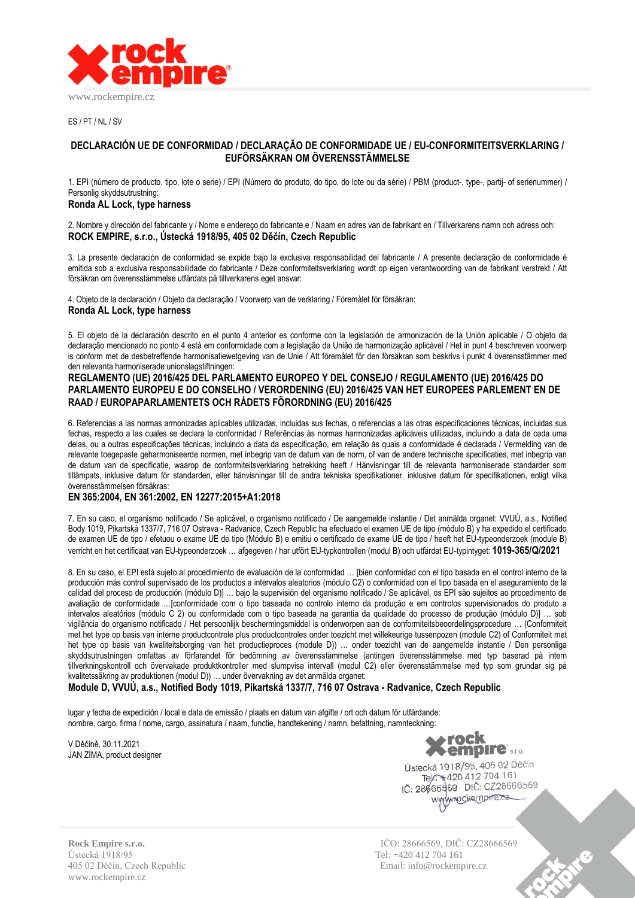ES / PT / NL / SV

## DECLARACIÓN UE DE CONFORMIDAD / DECLARAÇÃO DE CONFORMIDADE UE / EU-CONFORMITEITSVERKLARING / EUFÖRSÄKRAN OM ÖVERENSSTÄMMELSE

1. EPI (número de producto, tipo, lote o serie) / EPI (Número do produto, do tipo, do lote ou da série) / PBM (product-, type-, partij- of serienummer) / Personlig skyddsutrustning:
**Ronda AL Lock, type harness**

2. Nombre y dirección del fabricante y / Nome e endereço do fabricante e / Naam en adres van de fabrikant en / Tillverkarens namn och adress och:
**ROCK EMPIRE, s.r.o., Ústecká 1918/95, 405 02 Děčín, Czech Republic**

3. La presente declaración de conformidad se expide bajo la exclusiva responsabilidad del fabricante / A presente declaração de conformidade é emitida sob a exclusiva responsabilidade do fabricante / Deze conformiteitsverklaring wordt op eigen verantwoording van de fabrikant verstrekt / Att försäkran om överensstämmelse utfärdats på tillverkarens eget ansvar:

4. Objeto de la declaración / Objeto da declaração / Voorwerp van de verklaring / Föremålet för försäkran:
**Ronda AL Lock, type harness**

5. El objeto de la declaración descrito en el punto 4 anterior es conforme con la legislación de armonización de la Unión aplicable / O objeto da declaração mencionado no ponto 4 está em conformidade com a legislação da União de harmonização aplicável / Het in punt 4 beschreven voorwerp is conform met de desbetreffende harmonisatiewetgeving van de Unie / Att föremålet för den försäkran som beskrivs i punkt 4 överensstämmer med den relevanta harmoniserade unionslagstiftningen:
**REGLAMENTO (UE) 2016/425 DEL PARLAMENTO EUROPEO Y DEL CONSEJO / REGULAMENTO (UE) 2016/425 DO PARLAMENTO EUROPEU E DO CONSELHO / VERORDENING (EU) 2016/425 VAN HET EUROPEES PARLEMENT EN DE RAAD / EUROPAPARLAMENTETS OCH RÅDETS FÖRORDNING (EU) 2016/425**

6. Referencias a las normas armonizadas aplicables utilizadas, incluidas sus fechas, o referencias a las otras especificaciones técnicas, incluidas sus fechas, respecto a las cuales se declara la conformidad / Referências às normas harmonizadas aplicáveis utilizadas, incluindo a data de cada uma delas, ou a outras especificações técnicas, incluindo a data da especificação, em relação às quais a conformidade é declarada / Vermelding van de relevante toegepaste geharmoniseerde normen, met inbegrip van de datum van de norm, of van de andere technische specificaties, met inbegrip van de datum van de specificatie, waarop de conformiteitsverklaring betrekking heeft / Hänvisningar till de relevanta harmoniserade standarder som tillämpats, inklusive datum för standarden, eller hänvisningar till de andra tekniska specifikationer, inklusive datum för specifikationen, enligt vilka överensstämmelsen försäkras:
**EN 365:2004, EN 361:2002, EN 12277:2015+A1:2018**

7. En su caso, el organismo notificado / Se aplicável, o organismo notificado / De aangemelde instantie / Det anmälda organet: VVUÚ, a.s., Notified Body 1019, Pikartská 1337/7, 716 07 Ostrava - Radvanice, Czech Republic ha efectuado el examen UE de tipo (módulo B) y ha expedido el certificado de examen UE de tipo / efetuou o exame UE de tipo (Módulo B) e emitiu o certificado de exame UE de tipo / heeft het EU-typeonderzoek (module B) verricht en het certificaat van EU-typeonderzoek … afgegeven / har utfört EU-typkontrollen (modul B) och utfärdat EU-typintyget: **1019-365/Q/2021**

8. En su caso, el EPI está sujeto al procedimiento de evaluación de la conformidad … [bien conformidad con el tipo basada en el control interno de la producción más control supervisado de los productos a intervalos aleatorios (módulo C2) o conformidad con el tipo basada en el aseguramiento de la calidad del proceso de producción (módulo D)] … bajo la supervisión del organismo notificado / Se aplicável, os EPI são sujeitos ao procedimento de avaliação de conformidade …[conformidade com o tipo baseada no controlo interno da produção e em controlos supervisionados do produto a intervalos aleatórios (módulo C 2) ou conformidade com o tipo baseada na garantia da qualidade do processo de produção (módulo D)] … sob vigilância do organismo notificado / Het persoonlijk beschermingsmiddel is onderworpen aan de conformiteitsbeoordelingsprocedure … (Conformiteit met het type op basis van interne productcontrole plus productcontroles onder toezicht met willekeurige tussenpozen (module C2) of Conformiteit met het type op basis van kwaliteitsborging van het productieproces (module D)) … onder toezicht van de aangemelde instantie / Den personliga skyddsutrustningen omfattas av förfarandet för bedömning av överensstämmelse (antingen överensstämmelse med typ baserad på intern tillverkningskontroll och övervakade produktkontroller med slumpvisa intervall (modul C2) eller överensstämmelse med typ som grundar sig på kvalitetssäkring av produktionen (modul D)) … under övervakning av det anmälda organet:
**Module D, VVUÚ, a.s., Notified Body 1019, Pikartská 1337/7, 716 07 Ostrava - Radvanice, Czech Republic**

lugar y fecha de expedición / local e data de emissão / plaats en datum van afgifte / ort och datum för utfärdande:
nombre, cargo, firma / nome, cargo, assinatura / naam, functie, handtekening / namn, befattning, namnteckning:

V Děčíně, 30.11.2021
JAN ZÍMA, product designer

rock empire s.r.o.
Ústecká 1918/95, 405 02 Děčín
Tel: +420 412 704 161
IČ: 28666569 DIČ: CZ28666569
www.rockempire.cz

**Rock Empire s.r.o.**
Ústecká 1918/95
405 02 Děčín, Czech Republic
www.rockempire.cz

IČO: 28666569, DIČ: CZ28666569
Tel: +420 412 704 161
Email: info@rockempire.cz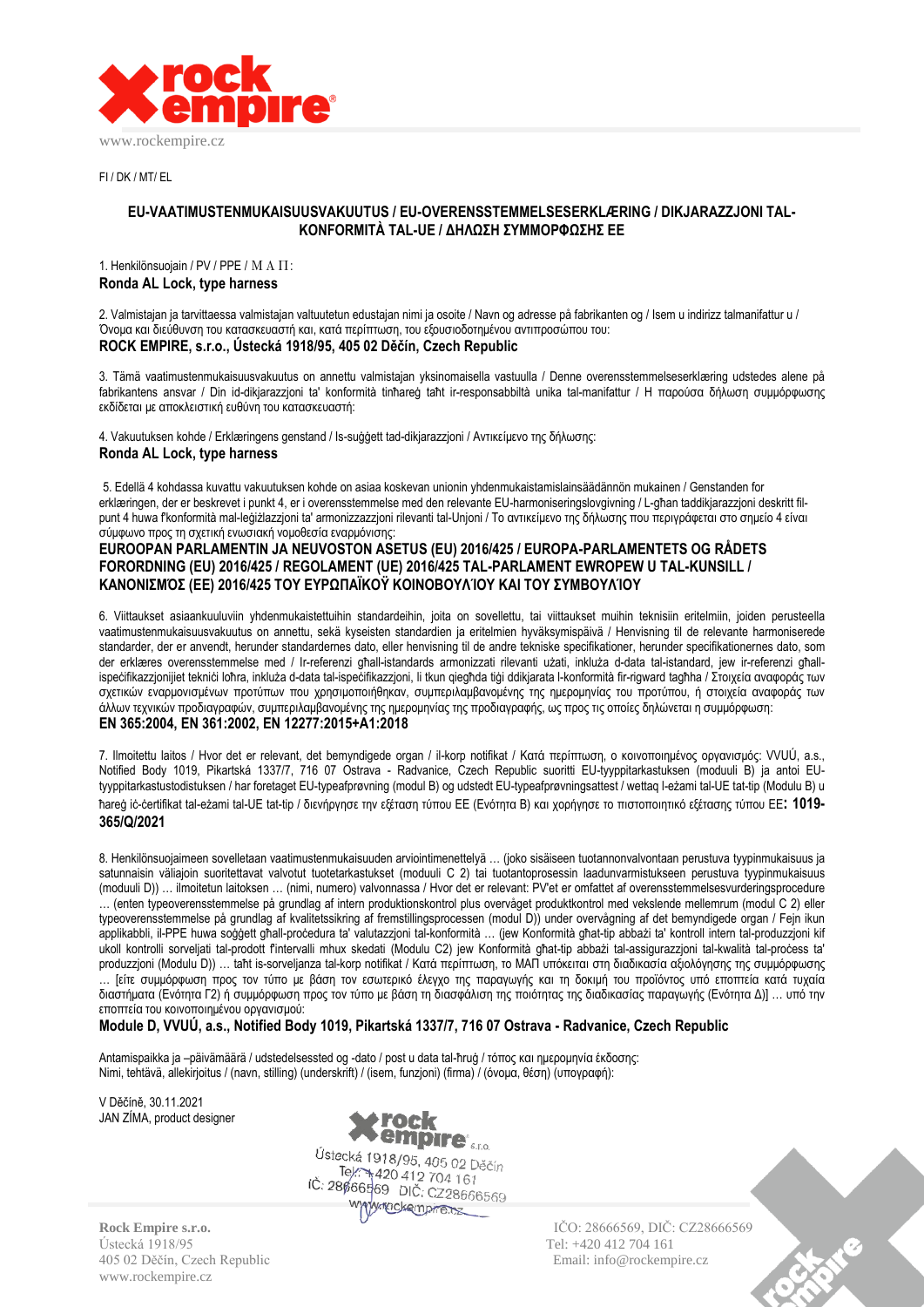FI / DK / MT/ EL

## EU-VAATIMUSTENMUKAISUUSVAKUUTUS / EU-OVERENSSTEMMELSESERKLÆRING / DIKJARAZZJONI TAL-KONFORMITÀ TAL-UE / ΔΗΛΩΣΗ ΣΥΜΜΟΡΦΩΣΗΣ ΕΕ

1. Henkilönsuojain / PV / PPE / Μ Α Π:
**Ronda AL Lock, type harness**

2. Valmistajan ja tarvittaessa valmistajan valtuutetun edustajan nimi ja osoite / Navn og adresse på fabrikanten og / Isem u indirizz talmanifattur u / Όνομα και διεύθυνση του κατασκευαστή και, κατά περίπτωση, του εξουσιοδοτημένου αντιπροσώπου του:
**ROCK EMPIRE, s.r.o., Ústecká 1918/95, 405 02 Děčín, Czech Republic**

3. Tämä vaatimustenmukaisuusvakuutus on annettu valmistajan yksinomaisella vastuulla / Denne overensstemmelseserklæring udstedes alene på fabrikantens ansvar / Din id-dikjarazzjoni ta' konformità tinħareġ taħt ir-responsabbiltà unika tal-manifattur / Η παρούσα δήλωση συμμόρφωσης εκδίδεται με αποκλειστική ευθύνη του κατασκευαστή:

4. Vakuutuksen kohde / Erklæringens genstand / Is-suġġett tad-dikjarazzjoni / Αντικείμενο της δήλωσης:
**Ronda AL Lock, type harness**

5. Edellä 4 kohdassa kuvattu vakuutuksen kohde on asiaa koskevan unionin yhdenmukaistamislainsäädännön mukainen / Genstanden for erklæringen, der er beskrevet i punkt 4, er i overensstemmelse med den relevante EU-harmoniseringslovgivning / L-għan taddikjarazzjoni deskritt fil-punt 4 huwa f'konformità mal-leġiżlazzjoni ta' armonizzazzjoni rilevanti tal-Unjoni / Το αντικείμενο της δήλωσης που περιγράφεται στο σημείο 4 είναι σύμφωνο προς τη σχετική ενωσιακή νομοθεσία εναρμόνισης:
**EUROOPAN PARLAMENTIN JA NEUVOSTON ASETUS (EU) 2016/425 / EUROPA-PARLAMENTETS OG RÅDETS FORORDNING (EU) 2016/425 / REGOLAMENT (UE) 2016/425 TAL-PARLAMENT EWROPEW U TAL-KUNSILL / ΚΑΝΟΝΙΣΜΌΣ (ΕΕ) 2016/425 ΤΟΥ ΕΥΡΩΠΑΪΚΟΎ ΚΟΙΝΟΒΟΥΛΊΟΥ ΚΑΙ ΤΟΥ ΣΥΜΒΟΥΛΊΟΥ**

6. Viittaukset asiaankuuluviin yhdenmukaistettuihin standardeihin, joita on sovellettu, tai viittaukset muihin teknisiin eritelmiin, joiden perusteella vaatimustenmukaisuusvakuutus on annettu, sekä kyseisten standardien ja eritelmien hyväksymispäivä / Henvisning til de relevante harmoniserede standarder, der er anvendt, herunder standardernes dato, eller henvisning til de andre tekniske specifikationer, herunder specifikationernes dato, som der erklæres overensstemmelse med / Ir-referenzi għall-istandards armonizzati rilevanti użati, inkluża d-data tal-istandard, jew ir-referenzi għall-ispeċifikazzjonijiet tekniċi loħra, inkluża d-data tal-ispeċifikazzjoni, li tkun qiegħda tiġi ddikjarata l-konformità fir-rigward tagħha / Στοιχεία αναφοράς των σχετικών εναρμονισμένων προτύπων που χρησιμοποιήθηκαν, συμπεριλαμβανομένης της ημερομηνίας του προτύπου, ή στοιχεία αναφοράς των άλλων τεχνικών προδιαγραφών, συμπεριλαμβανομένης της ημερομηνίας της προδιαγραφής, ως προς τις οποίες δηλώνεται η συμμόρφωση:
**EN 365:2004, EN 361:2002, EN 12277:2015+A1:2018**

7. Ilmoitettu laitos / Hvor det er relevant, det bemyndigede organ / il-korp notifikat / Κατά περίπτωση, ο κοινοποιημένος οργανισμός: VVUÚ, a.s., Notified Body 1019, Pikartská 1337/7, 716 07 Ostrava - Radvanice, Czech Republic suoritti EU-tyyppitarkastuksen (moduuli B) ja antoi EU-tyyppitarkastustodistuksen / har foretaget EU-typeafprøvning (modul B) og udstedt EU-typeafprøvningsattest / wettaq l-eżami tal-UE tat-tip (Modulu B) u ħareġ iċ-ċertifikat tal-eżami tal-UE tat-tip / διενήργησε την εξέταση τύπου ΕΕ (Ενότητα Β) και χορήγησε το πιστοποιητικό εξέτασης τύπου ΕΕ: **1019-365/Q/2021**

8. Henkilönsuojaimeen sovelletaan vaatimustenmukaisuuden arviointimenettelyä … (joko sisäiseen tuotannonvalvontaan perustuva tyypinmukaisuus ja satunnaisin väliajoin suoritettavat valvotut tuotetarkastukset (moduuli C 2) tai tuotantoprosessin laadunvarmistukseen perustuva tyypinmukaisuus (moduuli D)) … ilmoitetun laitoksen … (nimi, numero) valvonnassa / Hvor det er relevant: PV'et er omfattet af overensstemmelsesvurderingsprocedure … (enten typeoverensstemmelse på grundlag af intern produktionskontrol plus overvåget produktkontrol med vekslende mellemrum (modul C 2) eller typeoverensstemmelse på grundlag af kvalitetssikring af fremstillingsprocessen (modul D)) under overvågning af det bemyndigede organ / Fejn ikun applikabbli, il-PPE huwa soġġett għall-proċedura ta' valutazzjoni tal-konformità … (jew Konformità għat-tip abbażi ta' kontroll intern tal-produzzjoni kif ukoll kontrolli sorveljati tal-prodott f'intervalli mhux skedati (Modulu C2) jew Konformità għat-tip abbażi tal-assigurazzjoni tal-kwalità tal-proċess ta' produzzjoni (Modulu D)) … taħt is-sorveljanza tal-korp notifikat / Κατά περίπτωση, το ΜΑΠ υπόκειται στη διαδικασία αξιολόγησης της συμμόρφωσης … [είτε συμμόρφωση προς τον τύπο με βάση τον εσωτερικό έλεγχο της παραγωγής και τη δοκιμή του προϊόντος υπό εποπτεία κατά τυχαία διαστήματα (Ενότητα Γ2) ή συμμόρφωση προς τον τύπο με βάση τη διασφάλιση της ποιότητας της διαδικασίας παραγωγής (Ενότητα Δ)] … υπό την εποπτεία του κοινοποιημένου οργανισμού:
**Module D, VVUÚ, a.s., Notified Body 1019, Pikartská 1337/7, 716 07 Ostrava - Radvanice, Czech Republic**

Antamispaikka ja –päivämäärä / udstedelsessted og -dato / post u data tal-ħruġ / τόπος και ημερομηνία έκδοσης:
Nimi, tehtävä, allekirjoitus / (navn, stilling) (underskrift) / (isem, funzjoni) (firma) / (όνομα, θέση) (υπογραφή):

V Děčíně, 30.11.2021
JAN ZÍMA, product designer

Ústecká 1918/95, 405 02 Děčín
Tel: +420 412 704 161
IČ: 28666569 DIČ: CZ28666569
www.rockempire.cz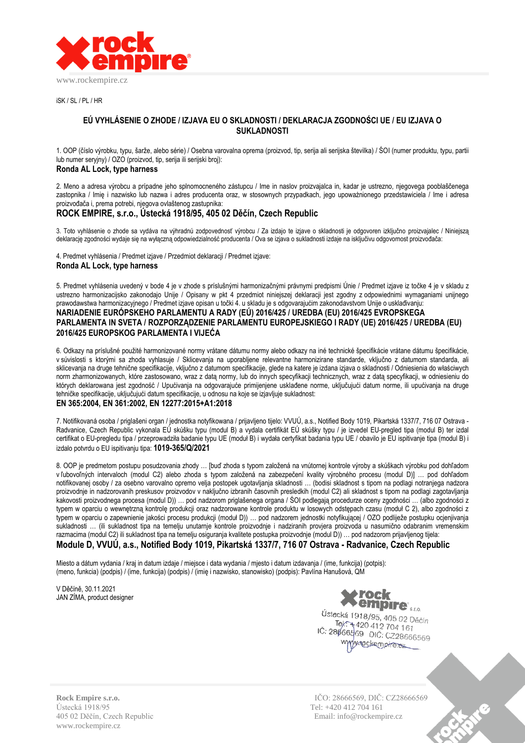iSK / SL / PL / HR

## EÚ VYHLÁSENIE O ZHODE / IZJAVA EU O SKLADNOSTI / DEKLARACJA ZGODNOŚCI UE / EU IZJAVA O SUKLADNOSTI

1. OOP (číslo výrobku, typu, šarže, alebo série) / Osebna varovalna oprema (proizvod, tip, serija ali serijska številka) / ŚOI (numer produktu, typu, partii lub numer seryjny) / OZO (proizvod, tip, serija ili serijski broj):
**Ronda AL Lock, type harness**

2. Meno a adresa výrobcu a prípadne jeho splnomocneného zástupcu / Ime in naslov proizvajalca in, kadar je ustrezno, njegovega pooblaščenega zastopnika / Imię i nazwisko lub nazwa i adres producenta oraz, w stosownych przypadkach, jego upoważnionego przedstawiciela / Ime i adresa proizvođača i, prema potrebi, njegova ovlaštenog zastupnika:
**ROCK EMPIRE, s.r.o., Ústecká 1918/95, 405 02 Děčín, Czech Republic**

3. Toto vyhlásenie o zhode sa vydáva na výhradnú zodpovednosť výrobcu / Za izdajo te izjave o skladnosti je odgovoren izključno proizvajalec / Niniejszą deklarację zgodności wydaje się na wyłączną odpowiedzialność producenta / Ova se izjava o sukladnosti izdaje na isključivu odgovornost proizvođača:

4. Predmet vyhlásenia / Predmet izjave / Przedmiot deklaracji / Predmet izjave:
**Ronda AL Lock, type harness**

5. Predmet vyhlásenia uvedený v bode 4 je v zhode s príslušnými harmonizačnými právnymi predpismi Únie / Predmet izjave iz točke 4 je v skladu z ustrezno harmonizacijsko zakonodajo Unije / Opisany w pkt 4 przedmiot niniejszej deklaracji jest zgodny z odpowiednimi wymaganiami unijnego prawodawstwa harmonizacyjnego / Predmet izjave opisan u točki 4. u skladu je s odgovarajućim zakonodavstvom Unije o usklađivanju:
**NARIADENIE EURÓPSKEHO PARLAMENTU A RADY (EÚ) 2016/425 / UREDBA (EU) 2016/425 EVROPSKEGA PARLAMENTA IN SVETA / ROZPORZĄDZENIE PARLAMENTU EUROPEJSKIEGO I RADY (UE) 2016/425 / UREDBA (EU) 2016/425 EUROPSKOG PARLAMENTA I VIJEĆA**

6. Odkazy na príslušné použité harmonizované normy vrátane dátumu normy alebo odkazy na iné technické špecifikácie vrátane dátumu špecifikácie, v súvislosti s ktorými sa zhoda vyhlasuje / Sklicevanja na uporabljene relevantne harmonizirane standarde, vključno z datumom standarda, ali sklicevanja na druge tehnične specifikacije, vključno z datumom specifikacije, glede na katere je izdana izjava o skladnosti / Odniesienia do właściwych norm zharmonizowanych, które zastosowano, wraz z datą normy, lub do innych specyfikacji technicznych, wraz z datą specyfikacji, w odniesieniu do których deklarowana jest zgodność / Upućivanja na odgovarajuće primijenjene usklađene norme, uključujući datum norme, ili upućivanja na druge tehničke specifikacije, uključujući datum specifikacije, u odnosu na koje se izjavljuje sukladnost:
**EN 365:2004, EN 361:2002, EN 12277:2015+A1:2018**

7. Notifikovaná osoba / priglašeni organ / jednostka notyfikowana / prijavljeno tijelo: VVUÚ, a.s., Notified Body 1019, Pikartská 1337/7, 716 07 Ostrava - Radvanice, Czech Republic vykonala EÚ skúšku typu (modul B) a vydala certifikát EÚ skúšky typu / je izvedel EU-pregled tipa (modul B) ter izdal certifikat o EU-pregledu tipa / przeprowadziła badanie typu UE (moduł B) i wydała certyfikat badania typu UE / obavilo je EU ispitivanje tipa (modul B) i izdalo potvrdu o EU ispitivanju tipa: **1019-365/Q/2021**

8. OOP je predmetom postupu posudzovania zhody … [buď zhoda s typom založená na vnútornej kontrole výroby a skúškach výrobku pod dohľadom v ľubovoľných intervaloch (modul C2) alebo zhoda s typom založená na zabezpečení kvality výrobného procesu (modul D)] … pod dohľadom notifikovanej osoby / za osebno varovalno opremo velja postopek ugotavljanja skladnosti … (bodisi skladnost s tipom na podlagi notranjega nadzora proizvodnje in nadzorovanih preskusov proizvodov v naključno izbranih časovnih presledkih (modul C2) ali skladnost s tipom na podlagi zagotavljanja kakovosti proizvodnega procesa (modul D)) … pod nadzorom priglašenega organa / ŚOI podlegają procedurze oceny zgodności … (albo zgodności z typem w oparciu o wewnętrzną kontrolę produkcji oraz nadzorowane kontrole produktu w losowych odstępach czasu (moduł C 2), albo zgodności z typem w oparciu o zapewnienie jakości procesu produkcji (moduł D)) … pod nadzorem jednostki notyfikującej / OZO podliježe postupku ocjenjivanja sukladnosti … (ili sukladnost tipa na temelju unutarnje kontrole proizvodnje i nadziranih provjera proizvoda u nasumično odabranim vremenskim razmacima (modul C2) ili sukladnost tipa na temelju osiguranja kvalitete postupka proizvodnje (modul D)) … pod nadzorom prijavljenog tijela:
**Module D, VVUÚ, a.s., Notified Body 1019, Pikartská 1337/7, 716 07 Ostrava - Radvanice, Czech Republic**

Miesto a dátum vydania / kraj in datum izdaje / miejsce i data wydania / mjesto i datum izdavanja / (ime, funkcija) (potpis): (meno, funkcia) (podpis) / (ime, funkcija) (podpis) / (imię i nazwisko, stanowisko) (podpis): Pavlína Hanušová, QM

V Děčíně, 30.11.2021
JAN ZÍMA, product designer

rock empire s.r.o.
Ústecká 1918/95, 405 02 Děčín
Tel: +420 412 704 161
IČ: 28666569 DIČ: CZ28666569
www.rockempire.cz

**Rock Empire s.r.o.**
Ústecká 1918/95
405 02 Děčín, Czech Republic
www.rockempire.cz

IČO: 28666569, DIČ: CZ28666569
Tel: +420 412 704 161
Email: info@rockempire.cz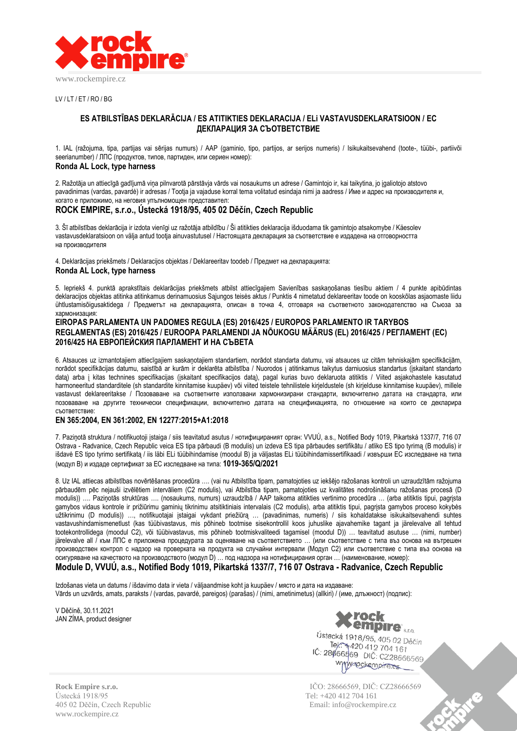www.rockempire.cz

LV / LT / ET / RO / BG

## ES ATBILSTĪBAS DEKLARĀCIJA / ES ATITIKTIES DEKLARACIJA / ELi VASTAVUSDEKLARATSIOON / ЕС ДЕКЛАРАЦИЯ ЗА СЪОТВЕТСТВИЕ

1. IAL (ražojuma, tipa, partijas vai sērijas numurs) / AAP (gaminio, tipo, partijos, ar serijos numeris) / Isikukaitsevahend (toote-, tüübi-, partiivõi seerianumber) / ЛПС (продуктов, типов, партиден, или сериен номер):

**Ronda AL Lock, type harness**

2. Ražotāja un attiecīgā gadījumā viņa pilnvarotā pārstāvja vārds vai nosaukums un adrese / Gamintojo ir, kai taikytina, jo įgaliotojo atstovo pavadinimas (vardas, pavardė) ir adresas / Tootja ja vajaduse korral tema volitatud esindaja nimi ja aadress / Име и адрес на производителя и, когато е приложимо, на неговия упълномощен представител:

**ROCK EMPIRE, s.r.o., Ústecká 1918/95, 405 02 Děčín, Czech Republic**

3. Šī atbilstības deklarācija ir izdota vienīgi uz ražotāja atbildību / Ši atitikties deklaracija išduodama tik gamintojo atsakomybe / Käesolev vastavusdeklaratsioon on välja antud tootja ainuvastutusel / Настоящата декларация за съответствие е издадена на отговорността на производителя

4. Deklarācijas priekšmets / Deklaracijos objektas / Deklareeritav toodeb / Предмет на декларацията:

**Ronda AL Lock, type harness**

5. Iepriekš 4. punktā aprakstītais deklarācijas priekšmets atbilst attiecīgajiem Savienības saskaņošanas tiesību aktiem / 4 punkte apibūdintas deklaracijos objektas atitinka atitinkamus derinamuosius Sąjungos teisės aktus / Punktis 4 nimetatud deklareeritav toode on kooskõlas asjaomaste liidu ühtlustamisõigusaktidega / Предметът на декларацията, описан в точка 4, отговаря на съответното законодателство на Съюза за хармонизация:

**EIROPAS PARLAMENTA UN PADOMES REGULA (ES) 2016/425 / EUROPOS PARLAMENTO IR TARYBOS REGLAMENTAS (ES) 2016/425 / EUROOPA PARLAMENDI JA NÕUKOGU MÄÄRUS (EL) 2016/425 / РЕГЛАМЕНТ (ЕС) 2016/425 НА ЕВРОПЕЙСКИЯ ПАРЛАМЕНТ И НА СЪВЕТА**

6. Atsauces uz izmantotajiem attiecīgajiem saskaņotajiem standartiem, norādot standarta datumu, vai atsauces uz citām tehniskajām specifikācijām, norādot specifikācijas datumu, saistībā ar kurām ir deklarēta atbilstība / Nuorodos į atitinkamus taikytus darniuosius standartus (įskaitant standarto datą) arba į kitas technines specifikacijas (įskaitant specifikacijos datą), pagal kurias buvo deklaruota atitiktis / Viited asjakohastele kasutatud harmoneeritud standarditele (sh standardite kinnitamise kuupäev) või viited teistele tehnilistele kirjeldustele (sh kirjelduse kinnitamise kuupäev), millele vastavust deklareeritakse / Позоваване на съответните използвани хармонизирани стандарти, включително датата на стандарта, или позоваване на другите технически спецификации, включително датата на спецификацията, по отношение на които се декларира съответствие:

**EN 365:2004, EN 361:2002, EN 12277:2015+A1:2018**

7. Paziņotā struktūra / notifikuotoji įstaiga / siis teavitatud asutus / нотифицираният орган: VVUÚ, a.s., Notified Body 1019, Pikartská 1337/7, 716 07 Ostrava - Radvanice, Czech Republic veica ES tipa pārbaudi (B modulis) un izdeva ES tipa pārbaudes sertifikātu / atliko ES tipo tyrimą (B modulis) ir išdavė ES tipo tyrimo sertifikatą / iis läbi ELi tüübihindamise (moodul B) ja väljastas ELi tüübihindamissertifikaadi / извърши ЕС изследване на типа (модул В) и издаде сертификат за ЕС изследване на типа: **1019-365/Q/2021**

8. Uz IAL attiecas atbilstības novērtēšanas procedūra …. (vai nu Atbilstība tipam, pamatojoties uz iekšējo ražošanas kontroli un uzraudzītām ražojuma pārbaudēm pēc nejauši izvēlētiem intervāliem (C2 modulis), vai Atbilstība tipam, pamatojoties uz kvalitātes nodrošināšanu ražošanas procesā (D modulis)) …. Paziņotās struktūras …. (nosaukums, numurs) uzraudzībā / AAP taikoma atitikties vertinimo procedūra … (arba atitikties tipui, pagrįsta gamybos vidaus kontrole ir prižiūrimu gaminių tikrinimu atsitiktiniais intervalais (C2 modulis), arba atitikties tipui, pagrįsta gamybos proceso kokybės užtikrinimu (D modulis)) …, notifikuotajai įstaigai vykdant priežiūrą … (pavadinimas, numeris) / siis kohaldatakse isikukaitsevahendi suhtes vastavushindamismenetlust (kas tüübivastavus, mis põhineb tootmise sisekontrollil koos juhuslike ajavahemike tagant ja järelevalve all tehtud tootekontrollidega (moodul C2), või tüübivastavus, mis põhineb tootmiskvaliteedi tagamisel (moodul D)) … teavitatud asutuse … (nimi, number) järelevalve all / към ЛПС е приложена процедурата за оценяване на съответствието … (или съответствие с типа въз основа на вътрешен производствен контрол с надзор на проверката на продукта на случайни интервали (Модул С2) или съответствие с типа въз основа на осигуряване на качеството на производството (модул D) … под надзора на нотифицирания орган … (наименование, номер):

**Module D, VVUÚ, a.s., Notified Body 1019, Pikartská 1337/7, 716 07 Ostrava - Radvanice, Czech Republic**

Izdošanas vieta un datums / Išdavimo data ir vieta / väljaandmise koht ja kuupäev / място и дата на издаване:
Vārds un uzvārds, amats, paraksts / (vardas, pavardė, pareigos) (parašas) / (nimi, ametinimetus) (allkiri) / (име, длъжност) (подпис):

V Děčíně, 30.11.2021
JAN ZÍMA, product designer

Rock Empire s.r.o.
Ústecká 1918/95, 405 02 Děčín
Tel.: +420 412 704 161
IČ: 28666569 DIČ: CZ28666569
www.rockempire.cz

Rock Empire s.r.o.
Ústecká 1918/95
405 02 Děčín, Czech Republic
www.rockempire.cz

IČO: 28666569, DIČ: CZ28666569
Tel: +420 412 704 161
Email: info@rockempire.cz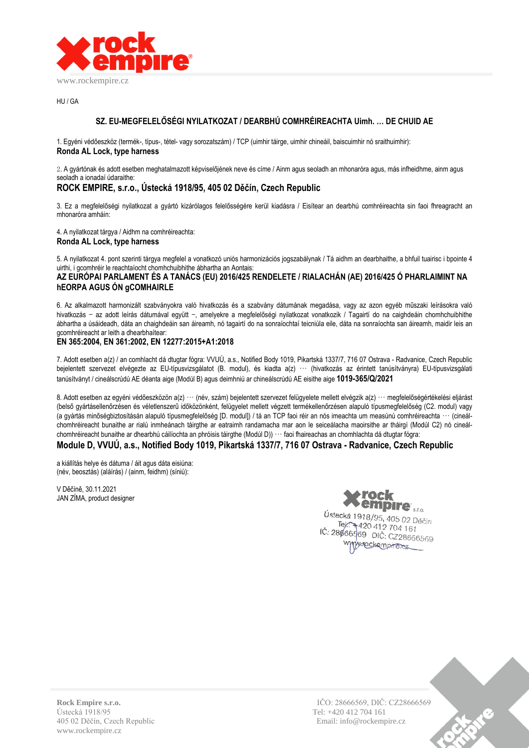www.rockempire.cz

HU / GA

## SZ. EU-MEGFELELŐSÉGI NYILATKOZAT / DEARBHÚ COMHRÉIREACHTA Uimh. … DE CHUID AE

1. Egyéni védőeszköz (termék-, típus-, tétel- vagy sorozatszám) / TCP (uimhir táirge, uimhir chineáil, baiscuimhir nó sraithuimhir):
**Ronda AL Lock, type harness**

2. A gyártónak és adott esetben meghatalmazott képviselőjének neve és címe / Ainm agus seoladh an mhonaróra agus, más infheidhme, ainm agus seoladh a ionadaí údaraithe:
**ROCK EMPIRE, s.r.o., Ústecká 1918/95, 405 02 Děčín, Czech Republic**

3. Ez a megfelelőségi nyilatkozat a gyártó kizárólagos felelősségére kerül kiadásra / Eisítear an dearbhú comhréireachta sin faoi fhreagracht an mhonaróra amháin:

4. A nyilatkozat tárgya / Aidhm na comhréireachta:
**Ronda AL Lock, type harness**

5. A nyilatkozat 4. pont szerinti tárgya megfelel a vonatkozó uniós harmonizációs jogszabálynak / Tá aidhm an dearbhaithe, a bhfuil tuairisc i bpointe 4 uirthi, i gcomhréir le reachtaíocht chomhchuibhithe ábhartha an Aontais:
**AZ EURÓPAI PARLAMENT ÉS A TANÁCS (EU) 2016/425 RENDELETE / RIALACHÁN (AE) 2016/425 Ó PHARLAIMINT NA hEORPA AGUS ÓN gCOMHAIRLE**

6. Az alkalmazott harmonizált szabványokra való hivatkozás és a szabvány dátumának megadása, vagy az azon egyéb műszaki leírásokra való hivatkozás – az adott leírás dátumával együtt –, amelyekre a megfelelőségi nyilatkozat vonatkozik / Tagairtí do na caighdeáin chomhchuibhithe ábhartha a úsáideadh, dáta an chaighdeáin san áireamh, nó tagairtí do na sonraíochtaí teicniúla eile, dáta na sonraíochta san áireamh, maidir leis an gcomhréireacht ar leith a dhearbhaítear:
**EN 365:2004, EN 361:2002, EN 12277:2015+A1:2018**

7. Adott esetben a(z) / an comhlacht dá dtugtar fógra: VVUÚ, a.s., Notified Body 1019, Pikartská 1337/7, 716 07 Ostrava - Radvanice, Czech Republic bejelentett szervezet elvégezte az EU-típusvizsgálatot (B. modul), és kiadta a(z) ··· (hivatkozás az érintett tanúsítványra) EU-típusvizsgálati tanúsítványt / cineálscrúdú AE déanta aige (Modúl B) agus deimhniú ar chineálscrúdú AE eisithe aige **1019-365/Q/2021**

8. Adott esetben az egyéni védőeszközön a(z) ··· (név, szám) bejelentett szervezet felügyelete mellett elvégzik a(z) ··· megfelelőségértékelési eljárást (belső gyártásellenőrzésen és véletlenszerű időközönként, felügyelet mellett végzett termékellenőrzésen alapuló típusmegfelelőség (C2. modul) vagy (a gyártás minőségbiztosításán alapuló típusmegfelelőség [D. modul]) / tá an TCP faoi réir an nós imeachta um measúnú comhréireachta ··· (cineál-chomhréireacht bunaithe ar rialú inmheánach táirgthe ar eatraimh randamacha mar aon le seiceálacha maoirsithe ar tháirgí (Modúl C2) nó cineál-chomhréireacht bunaithe ar dhearbhú cáilíochta an phróisis táirgthe (Modúl D)) ··· faoi fhaireachas an chomhlachta dá dtugtar fógra:
**Module D, VVUÚ, a.s., Notified Body 1019, Pikartská 1337/7, 716 07 Ostrava - Radvanice, Czech Republic**

a kiállítás helye és dátuma / áit agus dáta eisiúna:
(név, beosztás) (aláírás) / (ainm, feidhm) (síniú):

V Děčíně, 30.11.2021
JAN ZÍMA, product designer

rock empire s.r.o.
Ústecká 1918/95, 405 02 Děčín
Tel.: +420 412 704 161
IČ: 28666569 DIČ: CZ28666569
www.rockempire.cz

**Rock Empire s.r.o.**
Ústecká 1918/95
405 02 Děčín, Czech Republic
www.rockempire.cz

IČO: 28666569, DIČ: CZ28666569
Tel: +420 412 704 161
Email: info@rockempire.cz